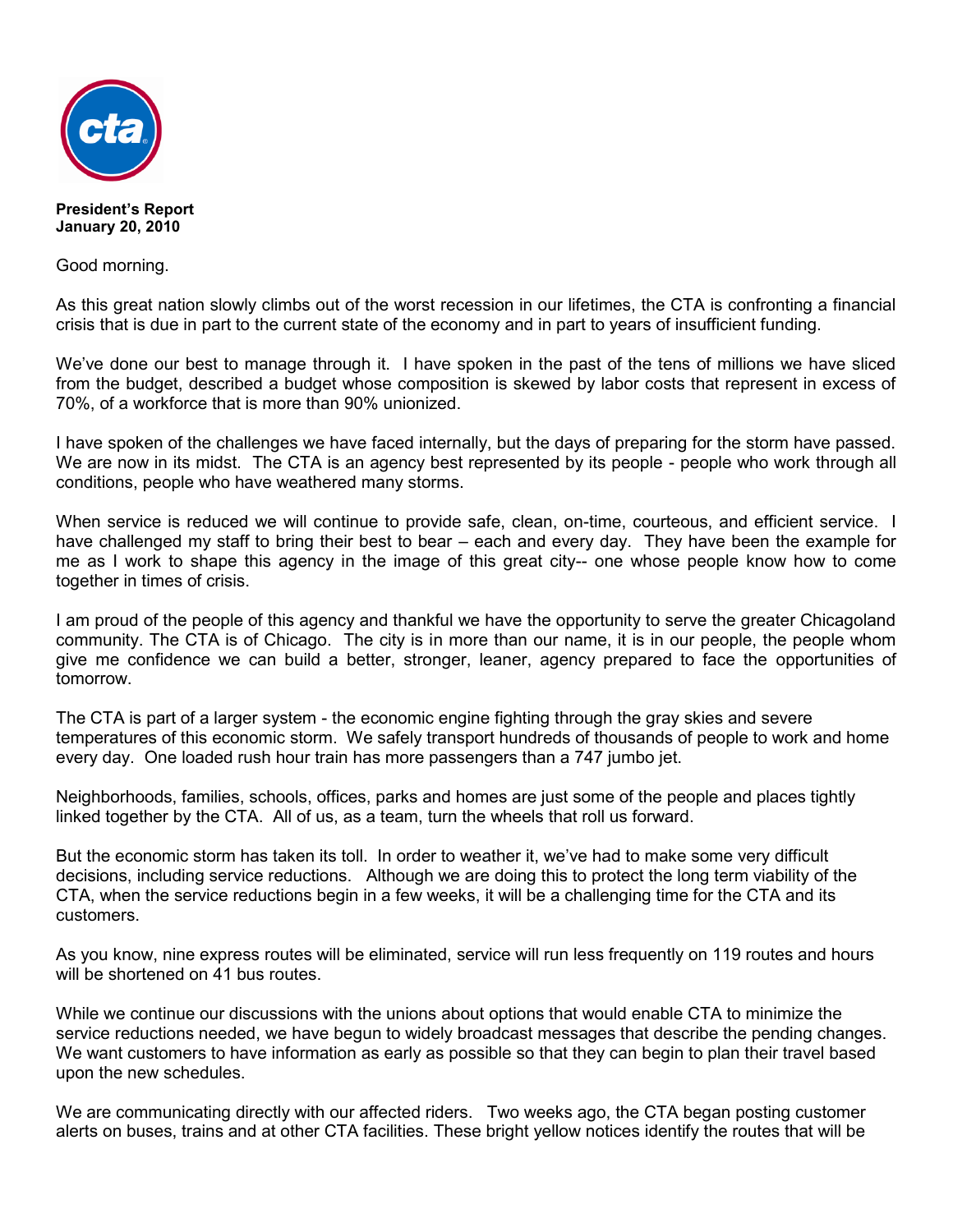**President's Report**
**January 20, 2010**

Good morning.

As this great nation slowly climbs out of the worst recession in our lifetimes, the CTA is confronting a financial crisis that is due in part to the current state of the economy and in part to years of insufficient funding.

We've done our best to manage through it. I have spoken in the past of the tens of millions we have sliced from the budget, described a budget whose composition is skewed by labor costs that represent in excess of 70%, of a workforce that is more than 90% unionized.

I have spoken of the challenges we have faced internally, but the days of preparing for the storm have passed. We are now in its midst. The CTA is an agency best represented by its people - people who work through all conditions, people who have weathered many storms.

When service is reduced we will continue to provide safe, clean, on-time, courteous, and efficient service. I have challenged my staff to bring their best to bear – each and every day. They have been the example for me as I work to shape this agency in the image of this great city-- one whose people know how to come together in times of crisis.

I am proud of the people of this agency and thankful we have the opportunity to serve the greater Chicagoland community. The CTA is of Chicago. The city is in more than our name, it is in our people, the people whom give me confidence we can build a better, stronger, leaner, agency prepared to face the opportunities of tomorrow.

The CTA is part of a larger system - the economic engine fighting through the gray skies and severe temperatures of this economic storm. We safely transport hundreds of thousands of people to work and home every day. One loaded rush hour train has more passengers than a 747 jumbo jet.

Neighborhoods, families, schools, offices, parks and homes are just some of the people and places tightly linked together by the CTA. All of us, as a team, turn the wheels that roll us forward.

But the economic storm has taken its toll. In order to weather it, we've had to make some very difficult decisions, including service reductions. Although we are doing this to protect the long term viability of the CTA, when the service reductions begin in a few weeks, it will be a challenging time for the CTA and its customers.

As you know, nine express routes will be eliminated, service will run less frequently on 119 routes and hours will be shortened on 41 bus routes.

While we continue our discussions with the unions about options that would enable CTA to minimize the service reductions needed, we have begun to widely broadcast messages that describe the pending changes. We want customers to have information as early as possible so that they can begin to plan their travel based upon the new schedules.

We are communicating directly with our affected riders. Two weeks ago, the CTA began posting customer alerts on buses, trains and at other CTA facilities. These bright yellow notices identify the routes that will be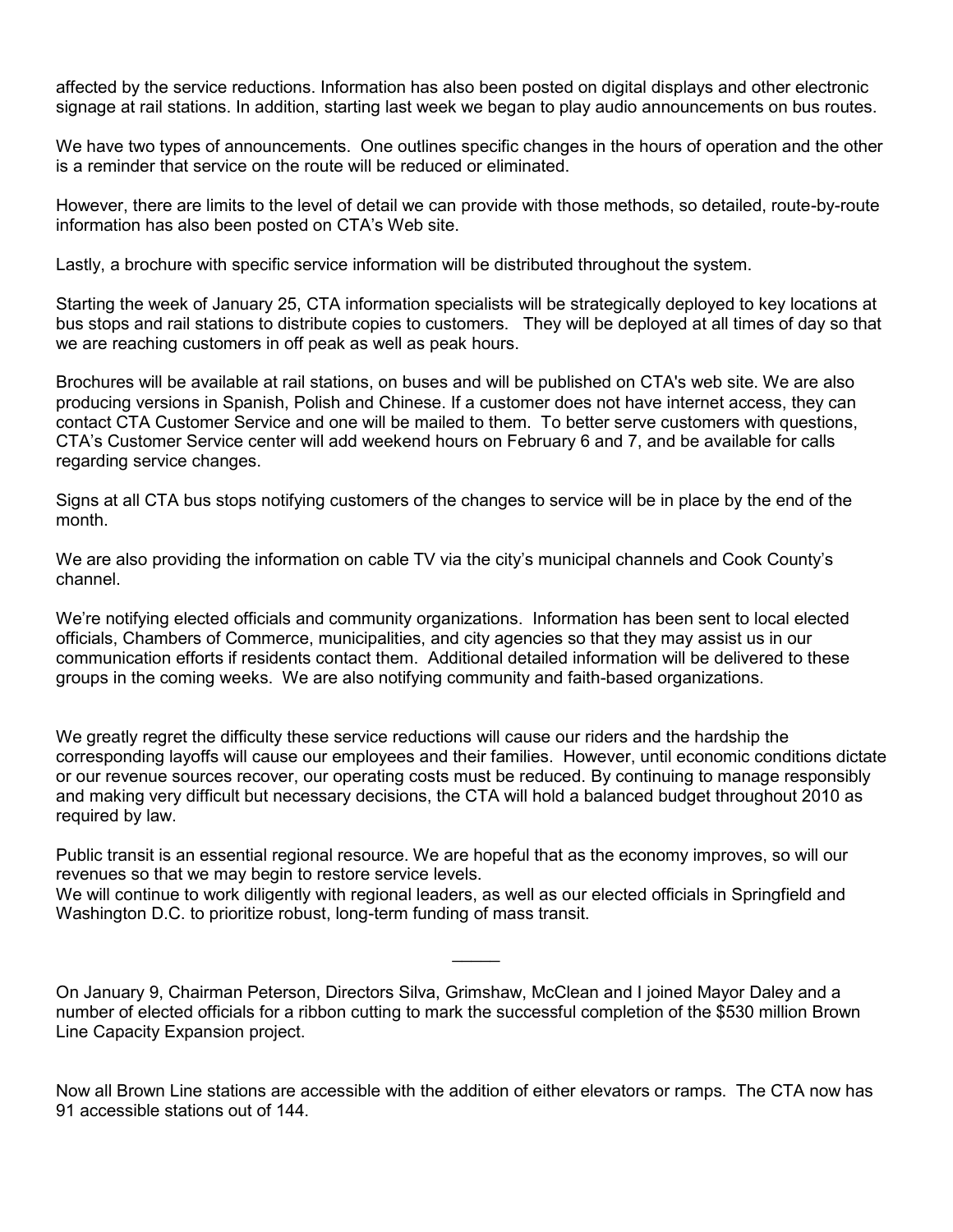affected by the service reductions. Information has also been posted on digital displays and other electronic signage at rail stations. In addition, starting last week we began to play audio announcements on bus routes.

We have two types of announcements. One outlines specific changes in the hours of operation and the other is a reminder that service on the route will be reduced or eliminated.

However, there are limits to the level of detail we can provide with those methods, so detailed, route-by-route information has also been posted on CTA's Web site.

Lastly, a brochure with specific service information will be distributed throughout the system.

Starting the week of January 25, CTA information specialists will be strategically deployed to key locations at bus stops and rail stations to distribute copies to customers. They will be deployed at all times of day so that we are reaching customers in off peak as well as peak hours.

Brochures will be available at rail stations, on buses and will be published on CTA's web site. We are also producing versions in Spanish, Polish and Chinese. If a customer does not have internet access, they can contact CTA Customer Service and one will be mailed to them. To better serve customers with questions, CTA's Customer Service center will add weekend hours on February 6 and 7, and be available for calls regarding service changes.

Signs at all CTA bus stops notifying customers of the changes to service will be in place by the end of the month.

We are also providing the information on cable TV via the city's municipal channels and Cook County's channel.

We're notifying elected officials and community organizations. Information has been sent to local elected officials, Chambers of Commerce, municipalities, and city agencies so that they may assist us in our communication efforts if residents contact them. Additional detailed information will be delivered to these groups in the coming weeks. We are also notifying community and faith-based organizations.

We greatly regret the difficulty these service reductions will cause our riders and the hardship the corresponding layoffs will cause our employees and their families. However, until economic conditions dictate or our revenue sources recover, our operating costs must be reduced. By continuing to manage responsibly and making very difficult but necessary decisions, the CTA will hold a balanced budget throughout 2010 as required by law.

Public transit is an essential regional resource. We are hopeful that as the economy improves, so will our revenues so that we may begin to restore service levels.
We will continue to work diligently with regional leaders, as well as our elected officials in Springfield and Washington D.C. to prioritize robust, long-term funding of mass transit.

_____

On January 9, Chairman Peterson, Directors Silva, Grimshaw, McClean and I joined Mayor Daley and a number of elected officials for a ribbon cutting to mark the successful completion of the $530 million Brown Line Capacity Expansion project.

Now all Brown Line stations are accessible with the addition of either elevators or ramps. The CTA now has 91 accessible stations out of 144.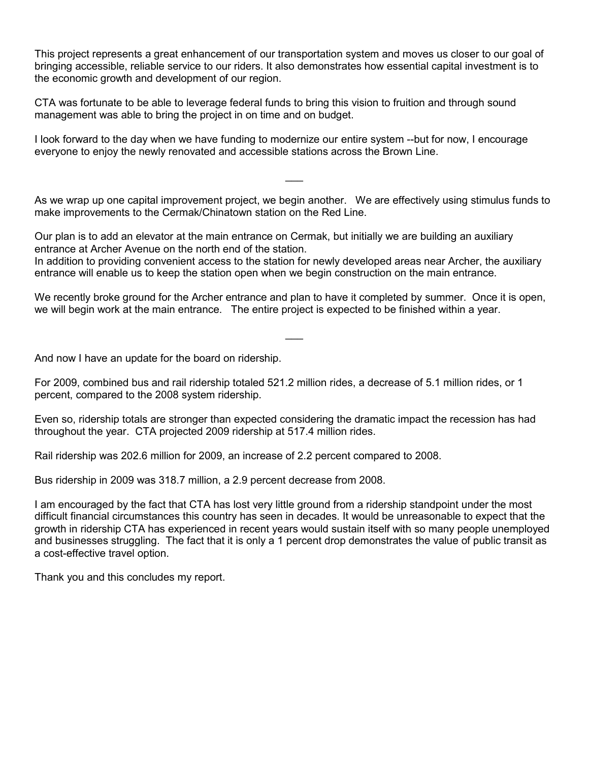This project represents a great enhancement of our transportation system and moves us closer to our goal of bringing accessible, reliable service to our riders. It also demonstrates how essential capital investment is to the economic growth and development of our region.

CTA was fortunate to be able to leverage federal funds to bring this vision to fruition and through sound management was able to bring the project in on time and on budget.

I look forward to the day when we have funding to modernize our entire system --but for now, I encourage everyone to enjoy the newly renovated and accessible stations across the Brown Line.

\_\_\_

As we wrap up one capital improvement project, we begin another. We are effectively using stimulus funds to make improvements to the Cermak/Chinatown station on the Red Line.

Our plan is to add an elevator at the main entrance on Cermak, but initially we are building an auxiliary entrance at Archer Avenue on the north end of the station.
In addition to providing convenient access to the station for newly developed areas near Archer, the auxiliary entrance will enable us to keep the station open when we begin construction on the main entrance.

We recently broke ground for the Archer entrance and plan to have it completed by summer. Once it is open, we will begin work at the main entrance. The entire project is expected to be finished within a year.

\_\_\_

And now I have an update for the board on ridership.

For 2009, combined bus and rail ridership totaled 521.2 million rides, a decrease of 5.1 million rides, or 1 percent, compared to the 2008 system ridership.

Even so, ridership totals are stronger than expected considering the dramatic impact the recession has had throughout the year. CTA projected 2009 ridership at 517.4 million rides.

Rail ridership was 202.6 million for 2009, an increase of 2.2 percent compared to 2008.

Bus ridership in 2009 was 318.7 million, a 2.9 percent decrease from 2008.

I am encouraged by the fact that CTA has lost very little ground from a ridership standpoint under the most difficult financial circumstances this country has seen in decades. It would be unreasonable to expect that the growth in ridership CTA has experienced in recent years would sustain itself with so many people unemployed and businesses struggling. The fact that it is only a 1 percent drop demonstrates the value of public transit as a cost-effective travel option.

Thank you and this concludes my report.